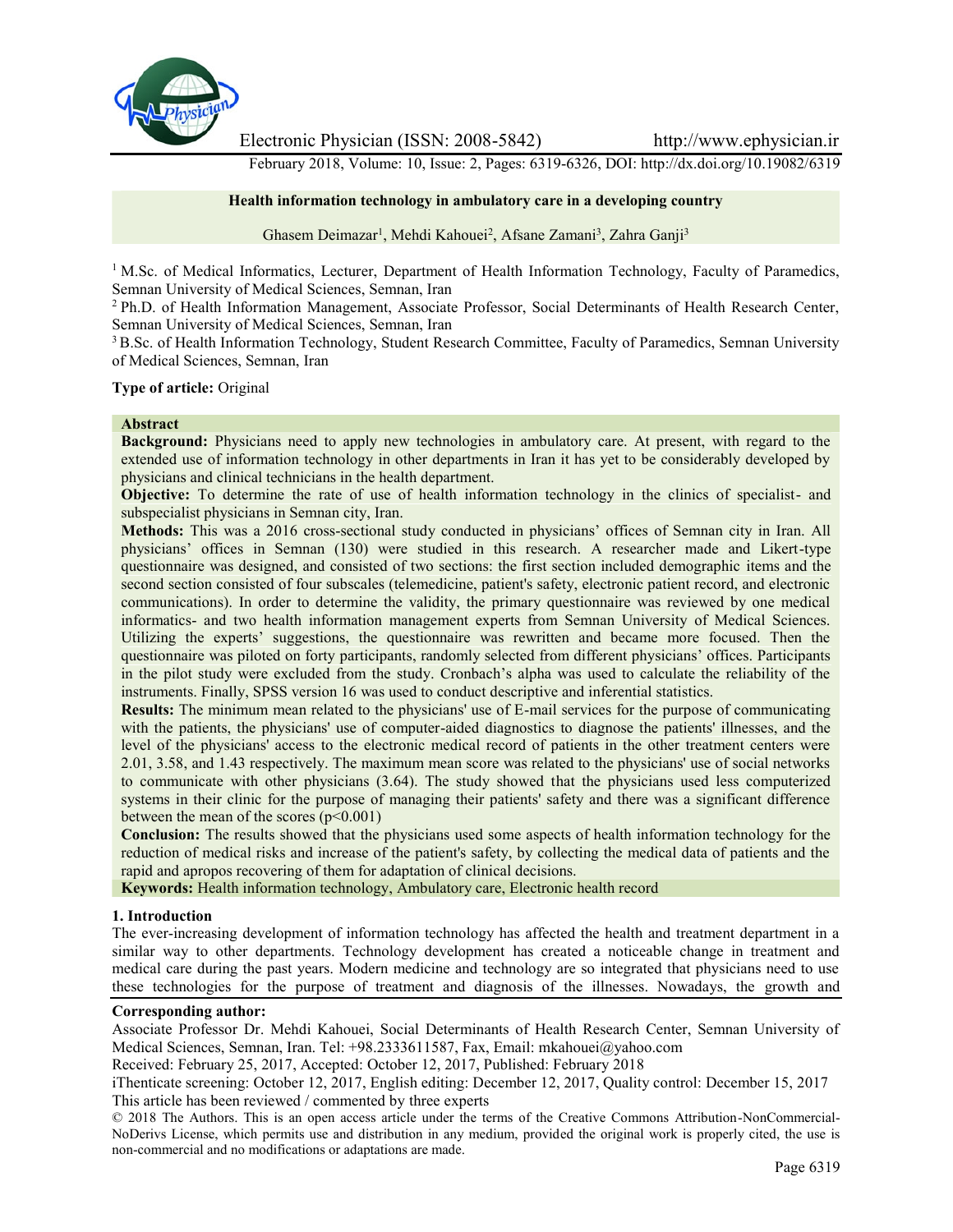Electronic Physician (ISSN: 2008-5842) http://www.ephysician.ir

February 2018, Volume: 10, Issue: 2, Pages: 6319-6326, DOI: http://dx.doi.org/10.19082/6319

**Health information technology in ambulatory care in a developing country**

Ghasem Deimazar[1], Mehdi Kahouei[2], Afsane Zamani[3], Zahra Ganji[3]

[1] M.Sc. of Medical Informatics, Lecturer, Department of Health Information Technology, Faculty of Paramedics, Semnan University of Medical Sciences, Semnan, Iran

[2] Ph.D. of Health Information Management, Associate Professor, Social Determinants of Health Research Center, Semnan University of Medical Sciences, Semnan, Iran

[3] B.Sc. of Health Information Technology, Student Research Committee, Faculty of Paramedics, Semnan University of Medical Sciences, Semnan, Iran

**Type of article:** Original

**Abstract**

**Background:** Physicians need to apply new technologies in ambulatory care. At present, with regard to the extended use of information technology in other departments in Iran it has yet to be considerably developed by physicians and clinical technicians in the health department.

**Objective:** To determine the rate of use of health information technology in the clinics of specialist- and subspecialist physicians in Semnan city, Iran.

**Methods:** This was a 2016 cross-sectional study conducted in physicians' offices of Semnan city in Iran. All physicians' offices in Semnan (130) were studied in this research. A researcher made and Likert-type questionnaire was designed, and consisted of two sections: the first section included demographic items and the second section consisted of four subscales (telemedicine, patient's safety, electronic patient record, and electronic communications). In order to determine the validity, the primary questionnaire was reviewed by one medical informatics- and two health information management experts from Semnan University of Medical Sciences. Utilizing the experts' suggestions, the questionnaire was rewritten and became more focused. Then the questionnaire was piloted on forty participants, randomly selected from different physicians' offices. Participants in the pilot study were excluded from the study. Cronbach's alpha was used to calculate the reliability of the instruments. Finally, SPSS version 16 was used to conduct descriptive and inferential statistics.

**Results:** The minimum mean related to the physicians' use of E-mail services for the purpose of communicating with the patients, the physicians' use of computer-aided diagnostics to diagnose the patients' illnesses, and the level of the physicians' access to the electronic medical record of patients in the other treatment centers were 2.01, 3.58, and 1.43 respectively. The maximum mean score was related to the physicians' use of social networks to communicate with other physicians (3.64). The study showed that the physicians used less computerized systems in their clinic for the purpose of managing their patients' safety and there was a significant difference between the mean of the scores ($p<0.001$)

**Conclusion:** The results showed that the physicians used some aspects of health information technology for the reduction of medical risks and increase of the patient's safety, by collecting the medical data of patients and the rapid and apropos recovering of them for adaptation of clinical decisions.

**Keywords:** Health information technology, Ambulatory care, Electronic health record

## 1. Introduction

The ever-increasing development of information technology has affected the health and treatment department in a similar way to other departments. Technology development has created a noticeable change in treatment and medical care during the past years. Modern medicine and technology are so integrated that physicians need to use these technologies for the purpose of treatment and diagnosis of the illnesses. Nowadays, the growth and

**Corresponding author:**

Associate Professor Dr. Mehdi Kahouei, Social Determinants of Health Research Center, Semnan University of Medical Sciences, Semnan, Iran. Tel: +98.2333611587, Fax, Email: mkahouei@yahoo.com

Received: February 25, 2017, Accepted: October 12, 2017, Published: February 2018

iThenticate screening: October 12, 2017, English editing: December 12, 2017, Quality control: December 15, 2017

This article has been reviewed / commented by three experts

© 2018 The Authors. This is an open access article under the terms of the Creative Commons Attribution-NonCommercial-NoDerivs License, which permits use and distribution in any medium, provided the original work is properly cited, the use is non-commercial and no modifications or adaptations are made.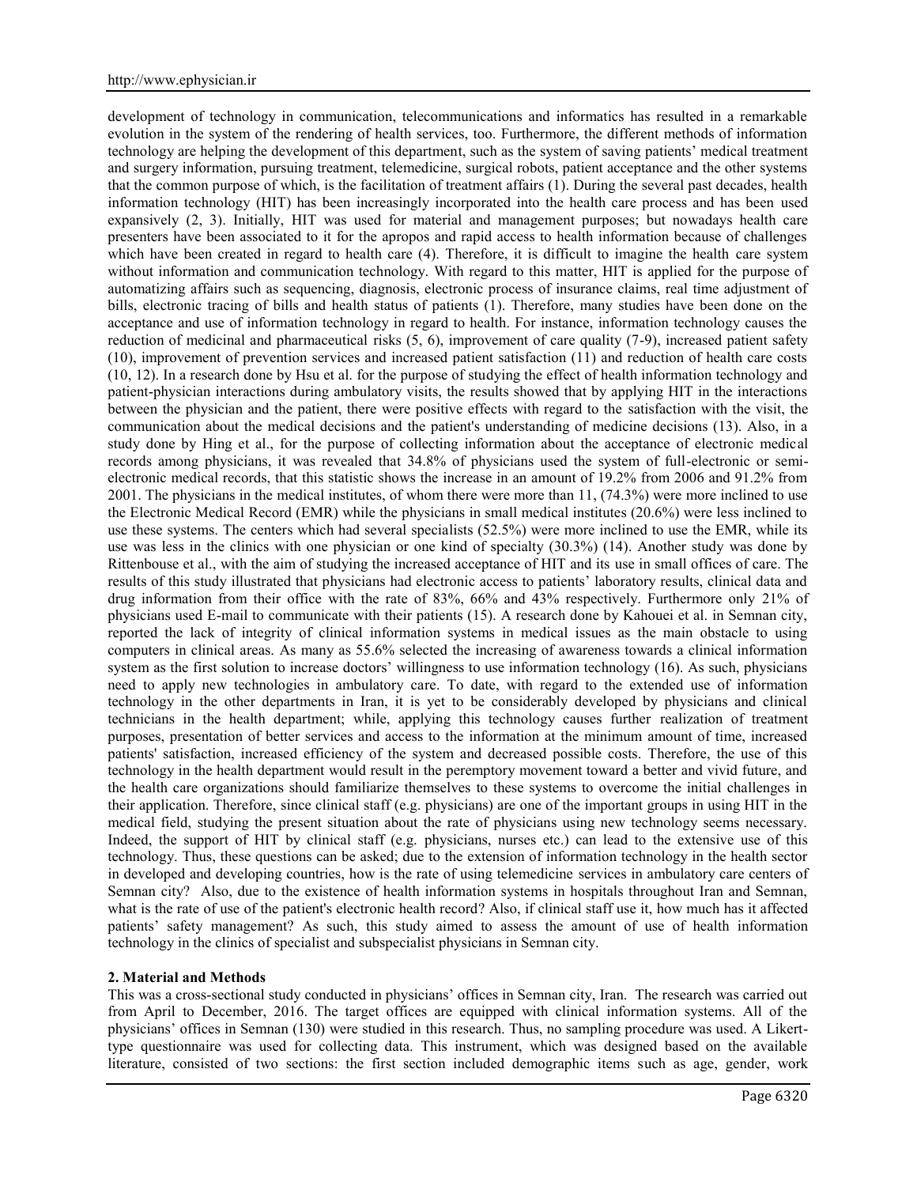development of technology in communication, telecommunications and informatics has resulted in a remarkable evolution in the system of the rendering of health services, too. Furthermore, the different methods of information technology are helping the development of this department, such as the system of saving patients' medical treatment and surgery information, pursuing treatment, telemedicine, surgical robots, patient acceptance and the other systems that the common purpose of which, is the facilitation of treatment affairs (1). During the several past decades, health information technology (HIT) has been increasingly incorporated into the health care process and has been used expansively (2, 3). Initially, HIT was used for material and management purposes; but nowadays health care presenters have been associated to it for the apropos and rapid access to health information because of challenges which have been created in regard to health care (4). Therefore, it is difficult to imagine the health care system without information and communication technology. With regard to this matter, HIT is applied for the purpose of automatizing affairs such as sequencing, diagnosis, electronic process of insurance claims, real time adjustment of bills, electronic tracing of bills and health status of patients (1). Therefore, many studies have been done on the acceptance and use of information technology in regard to health. For instance, information technology causes the reduction of medicinal and pharmaceutical risks (5, 6), improvement of care quality (7-9), increased patient safety (10), improvement of prevention services and increased patient satisfaction (11) and reduction of health care costs (10, 12). In a research done by Hsu et al. for the purpose of studying the effect of health information technology and patient-physician interactions during ambulatory visits, the results showed that by applying HIT in the interactions between the physician and the patient, there were positive effects with regard to the satisfaction with the visit, the communication about the medical decisions and the patient's understanding of medicine decisions (13). Also, in a study done by Hing et al., for the purpose of collecting information about the acceptance of electronic medical records among physicians, it was revealed that 34.8% of physicians used the system of full-electronic or semi-electronic medical records, that this statistic shows the increase in an amount of 19.2% from 2006 and 91.2% from 2001. The physicians in the medical institutes, of whom there were more than 11, (74.3%) were more inclined to use the Electronic Medical Record (EMR) while the physicians in small medical institutes (20.6%) were less inclined to use these systems. The centers which had several specialists (52.5%) were more inclined to use the EMR, while its use was less in the clinics with one physician or one kind of specialty (30.3%) (14). Another study was done by Rittenbouse et al., with the aim of studying the increased acceptance of HIT and its use in small offices of care. The results of this study illustrated that physicians had electronic access to patients' laboratory results, clinical data and drug information from their office with the rate of 83%, 66% and 43% respectively. Furthermore only 21% of physicians used E-mail to communicate with their patients (15). A research done by Kahouei et al. in Semnan city, reported the lack of integrity of clinical information systems in medical issues as the main obstacle to using computers in clinical areas. As many as 55.6% selected the increasing of awareness towards a clinical information system as the first solution to increase doctors' willingness to use information technology (16). As such, physicians need to apply new technologies in ambulatory care. To date, with regard to the extended use of information technology in the other departments in Iran, it is yet to be considerably developed by physicians and clinical technicians in the health department; while, applying this technology causes further realization of treatment purposes, presentation of better services and access to the information at the minimum amount of time, increased patients' satisfaction, increased efficiency of the system and decreased possible costs. Therefore, the use of this technology in the health department would result in the peremptory movement toward a better and vivid future, and the health care organizations should familiarize themselves to these systems to overcome the initial challenges in their application. Therefore, since clinical staff (e.g. physicians) are one of the important groups in using HIT in the medical field, studying the present situation about the rate of physicians using new technology seems necessary. Indeed, the support of HIT by clinical staff (e.g. physicians, nurses etc.) can lead to the extensive use of this technology. Thus, these questions can be asked; due to the extension of information technology in the health sector in developed and developing countries, how is the rate of using telemedicine services in ambulatory care centers of Semnan city? Also, due to the existence of health information systems in hospitals throughout Iran and Semnan, what is the rate of use of the patient's electronic health record? Also, if clinical staff use it, how much has it affected patients' safety management? As such, this study aimed to assess the amount of use of health information technology in the clinics of specialist and subspecialist physicians in Semnan city.

## 2. Material and Methods

This was a cross-sectional study conducted in physicians' offices in Semnan city, Iran. The research was carried out from April to December, 2016. The target offices are equipped with clinical information systems. All of the physicians' offices in Semnan (130) were studied in this research. Thus, no sampling procedure was used. A Likert-type questionnaire was used for collecting data. This instrument, which was designed based on the available literature, consisted of two sections: the first section included demographic items such as age, gender, work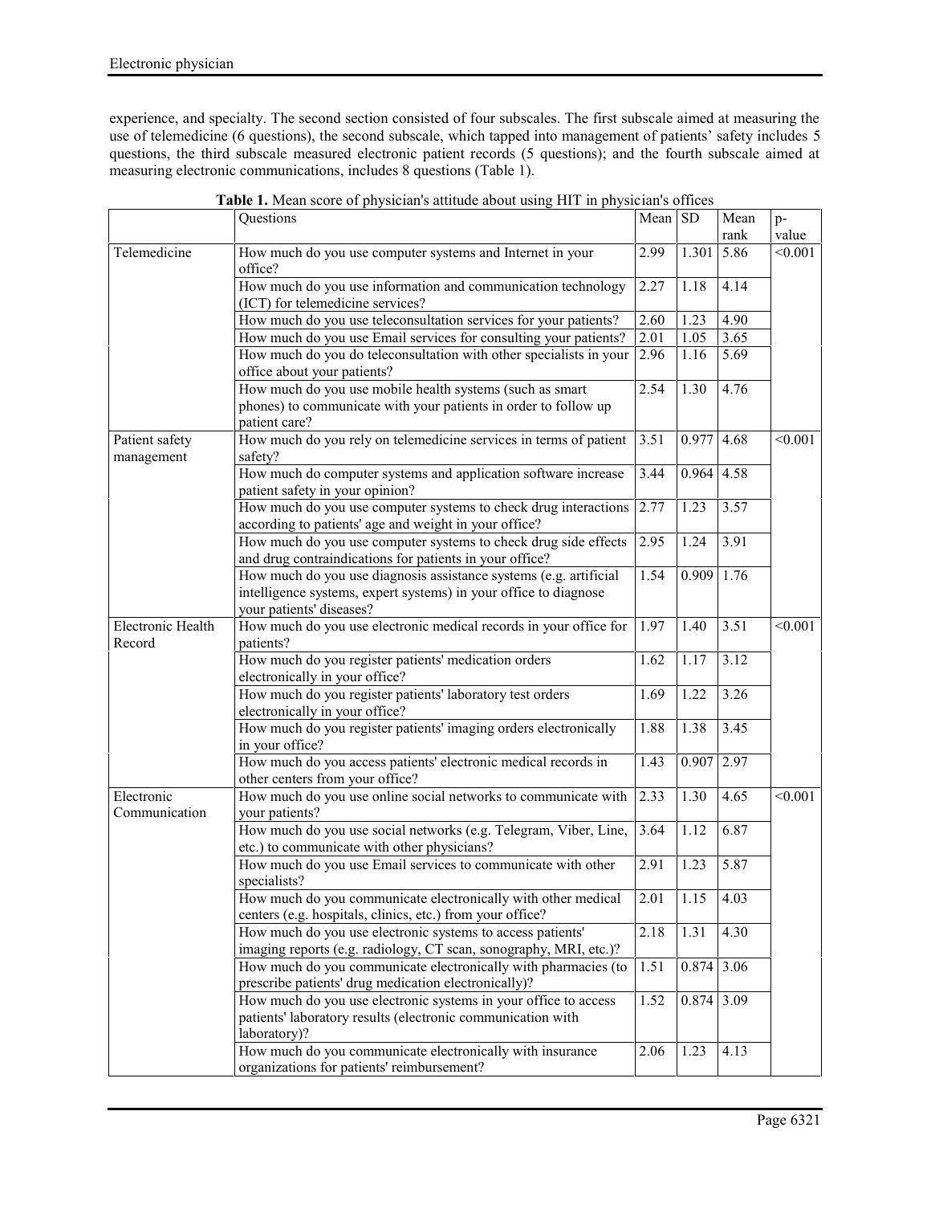experience, and specialty. The second section consisted of four subscales. The first subscale aimed at measuring the use of telemedicine (6 questions), the second subscale, which tapped into management of patients' safety includes 5 questions, the third subscale measured electronic patient records (5 questions); and the fourth subscale aimed at measuring electronic communications, includes 8 questions (Table 1).

**Table 1.** Mean score of physician's attitude about using HIT in physician's offices

| | Questions | Mean | SD | Mean rank | p-value |
|---|---|---|---|---|---|
| Telemedicine | How much do you use computer systems and Internet in your office? | 2.99 | 1.301 | 5.86 | <0.001 |
| | How much do you use information and communication technology (ICT) for telemedicine services? | 2.27 | 1.18 | 4.14 | |
| | How much do you use teleconsultation services for your patients? | 2.60 | 1.23 | 4.90 | |
| | How much do you use Email services for consulting your patients? | 2.01 | 1.05 | 3.65 | |
| | How much do you do teleconsultation with other specialists in your office about your patients? | 2.96 | 1.16 | 5.69 | |
| | How much do you use mobile health systems (such as smart phones) to communicate with your patients in order to follow up patient care? | 2.54 | 1.30 | 4.76 | |
| Patient safety management | How much do you rely on telemedicine services in terms of patient safety? | 3.51 | 0.977 | 4.68 | <0.001 |
| | How much do computer systems and application software increase patient safety in your opinion? | 3.44 | 0.964 | 4.58 | |
| | How much do you use computer systems to check drug interactions according to patients' age and weight in your office? | 2.77 | 1.23 | 3.57 | |
| | How much do you use computer systems to check drug side effects and drug contraindications for patients in your office? | 2.95 | 1.24 | 3.91 | |
| | How much do you use diagnosis assistance systems (e.g. artificial intelligence systems, expert systems) in your office to diagnose your patients' diseases? | 1.54 | 0.909 | 1.76 | |
| Electronic Health Record | How much do you use electronic medical records in your office for patients? | 1.97 | 1.40 | 3.51 | <0.001 |
| | How much do you register patients' medication orders electronically in your office? | 1.62 | 1.17 | 3.12 | |
| | How much do you register patients' laboratory test orders electronically in your office? | 1.69 | 1.22 | 3.26 | |
| | How much do you register patients' imaging orders electronically in your office? | 1.88 | 1.38 | 3.45 | |
| | How much do you access patients' electronic medical records in other centers from your office? | 1.43 | 0.907 | 2.97 | |
| Electronic Communication | How much do you use online social networks to communicate with your patients? | 2.33 | 1.30 | 4.65 | <0.001 |
| | How much do you use social networks (e.g. Telegram, Viber, Line, etc.) to communicate with other physicians? | 3.64 | 1.12 | 6.87 | |
| | How much do you use Email services to communicate with other specialists? | 2.91 | 1.23 | 5.87 | |
| | How much do you communicate electronically with other medical centers (e.g. hospitals, clinics, etc.) from your office? | 2.01 | 1.15 | 4.03 | |
| | How much do you use electronic systems to access patients' imaging reports (e.g. radiology, CT scan, sonography, MRI, etc.)? | 2.18 | 1.31 | 4.30 | |
| | How much do you communicate electronically with pharmacies (to prescribe patients' drug medication electronically)? | 1.51 | 0.874 | 3.06 | |
| | How much do you use electronic systems in your office to access patients' laboratory results (electronic communication with laboratory)? | 1.52 | 0.874 | 3.09 | |
| | How much do you communicate electronically with insurance organizations for patients' reimbursement? | 2.06 | 1.23 | 4.13 | |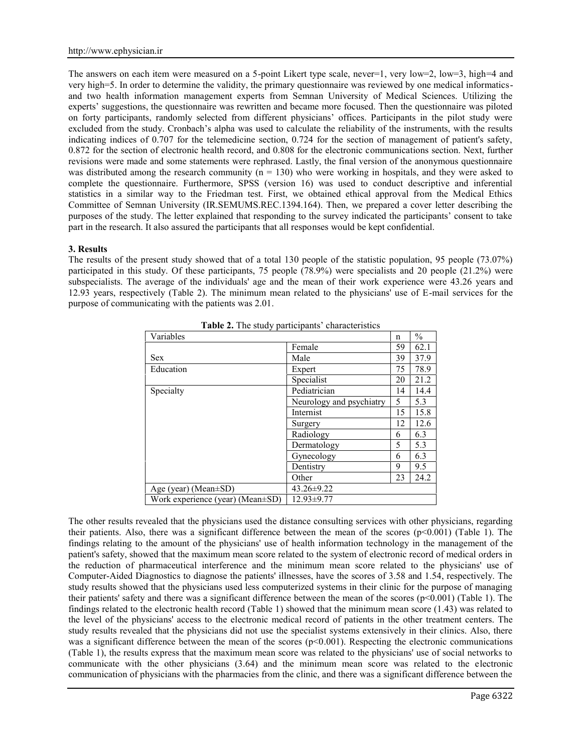The answers on each item were measured on a 5-point Likert type scale, never=1, very low=2, low=3, high=4 and very high=5. In order to determine the validity, the primary questionnaire was reviewed by one medical informatics- and two health information management experts from Semnan University of Medical Sciences. Utilizing the experts' suggestions, the questionnaire was rewritten and became more focused. Then the questionnaire was piloted on forty participants, randomly selected from different physicians' offices. Participants in the pilot study were excluded from the study. Cronbach's alpha was used to calculate the reliability of the instruments, with the results indicating indices of 0.707 for the telemedicine section, 0.724 for the section of management of patient's safety, 0.872 for the section of electronic health record, and 0.808 for the electronic communications section. Next, further revisions were made and some statements were rephrased. Lastly, the final version of the anonymous questionnaire was distributed among the research community ($n = 130$) who were working in hospitals, and they were asked to complete the questionnaire. Furthermore, SPSS (version 16) was used to conduct descriptive and inferential statistics in a similar way to the Friedman test. First, we obtained ethical approval from the Medical Ethics Committee of Semnan University (IR.SEMUMS.REC.1394.164). Then, we prepared a cover letter describing the purposes of the study. The letter explained that responding to the survey indicated the participants' consent to take part in the research. It also assured the participants that all responses would be kept confidential.

### 3. Results

The results of the present study showed that of a total 130 people of the statistic population, 95 people (73.07%) participated in this study. Of these participants, 75 people (78.9%) were specialists and 20 people (21.2%) were subspecialists. The average of the individuals' age and the mean of their work experience were 43.26 years and 12.93 years, respectively (Table 2). The minimum mean related to the physicians' use of E-mail services for the purpose of communicating with the patients was 2.01.

**Table 2.** The study participants' characteristics

| Variables | | n | % |
|---|---|---|---|
| Sex | Female | 59 | 62.1 |
| | Male | 39 | 37.9 |
| Education | Expert | 75 | 78.9 |
| | Specialist | 20 | 21.2 |
| Specialty | Pediatrician | 14 | 14.4 |
| | Neurology and psychiatry | 5 | 5.3 |
| | Internist | 15 | 15.8 |
| | Surgery | 12 | 12.6 |
| | Radiology | 6 | 6.3 |
| | Dermatology | 5 | 5.3 |
| | Gynecology | 6 | 6.3 |
| | Dentistry | 9 | 9.5 |
| | Other | 23 | 24.2 |
| Age (year) (Mean±SD) | 43.26±9.22 | | |
| Work experience (year) (Mean±SD) | 12.93±9.77 | | |

The other results revealed that the physicians used the distance consulting services with other physicians, regarding their patients. Also, there was a significant difference between the mean of the scores ($p<0.001$) (Table 1). The findings relating to the amount of the physicians' use of health information technology in the management of the patient's safety, showed that the maximum mean score related to the system of electronic record of medical orders in the reduction of pharmaceutical interference and the minimum mean score related to the physicians' use of Computer-Aided Diagnostics to diagnose the patients' illnesses, have the scores of 3.58 and 1.54, respectively. The study results showed that the physicians used less computerized systems in their clinic for the purpose of managing their patients' safety and there was a significant difference between the mean of the scores ($p<0.001$) (Table 1). The findings related to the electronic health record (Table 1) showed that the minimum mean score (1.43) was related to the level of the physicians' access to the electronic medical record of patients in the other treatment centers. The study results revealed that the physicians did not use the specialist systems extensively in their clinics. Also, there was a significant difference between the mean of the scores ($p<0.001$). Respecting the electronic communications (Table 1), the results express that the maximum mean score was related to the physicians' use of social networks to communicate with the other physicians (3.64) and the minimum mean score was related to the electronic communication of physicians with the pharmacies from the clinic, and there was a significant difference between the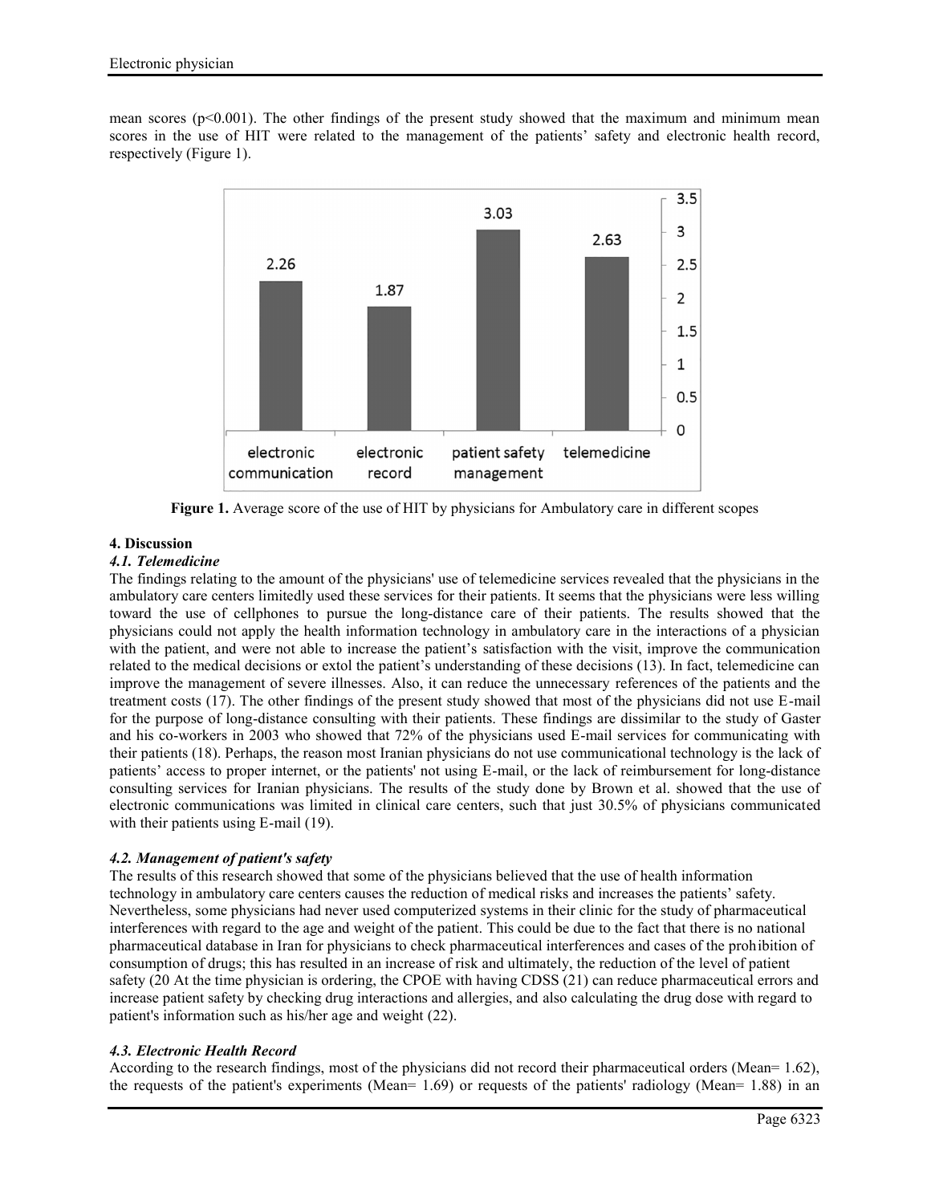mean scores (p<0.001). The other findings of the present study showed that the maximum and minimum mean scores in the use of HIT were related to the management of the patients' safety and electronic health record, respectively (Figure 1).

**Figure 1.** Average score of the use of HIT by physicians for Ambulatory care in different scopes

## 4. Discussion

### *4.1. Telemedicine*

The findings relating to the amount of the physicians' use of telemedicine services revealed that the physicians in the ambulatory care centers limitedly used these services for their patients. It seems that the physicians were less willing toward the use of cellphones to pursue the long-distance care of their patients. The results showed that the physicians could not apply the health information technology in ambulatory care in the interactions of a physician with the patient, and were not able to increase the patient's satisfaction with the visit, improve the communication related to the medical decisions or extol the patient's understanding of these decisions (13). In fact, telemedicine can improve the management of severe illnesses. Also, it can reduce the unnecessary references of the patients and the treatment costs (17). The other findings of the present study showed that most of the physicians did not use E-mail for the purpose of long-distance consulting with their patients. These findings are dissimilar to the study of Gaster and his co-workers in 2003 who showed that 72% of the physicians used E-mail services for communicating with their patients (18). Perhaps, the reason most Iranian physicians do not use communicational technology is the lack of patients' access to proper internet, or the patients' not using E-mail, or the lack of reimbursement for long-distance consulting services for Iranian physicians. The results of the study done by Brown et al. showed that the use of electronic communications was limited in clinical care centers, such that just 30.5% of physicians communicated with their patients using E-mail (19).

### *4.2. Management of patient's safety*

The results of this research showed that some of the physicians believed that the use of health information technology in ambulatory care centers causes the reduction of medical risks and increases the patients' safety. Nevertheless, some physicians had never used computerized systems in their clinic for the study of pharmaceutical interferences with regard to the age and weight of the patient. This could be due to the fact that there is no national pharmaceutical database in Iran for physicians to check pharmaceutical interferences and cases of the prohibition of consumption of drugs; this has resulted in an increase of risk and ultimately, the reduction of the level of patient safety (20 At the time physician is ordering, the CPOE with having CDSS (21) can reduce pharmaceutical errors and increase patient safety by checking drug interactions and allergies, and also calculating the drug dose with regard to patient's information such as his/her age and weight (22).

### *4.3. Electronic Health Record*

According to the research findings, most of the physicians did not record their pharmaceutical orders (Mean= 1.62), the requests of the patient's experiments (Mean= 1.69) or requests of the patients' radiology (Mean= 1.88) in an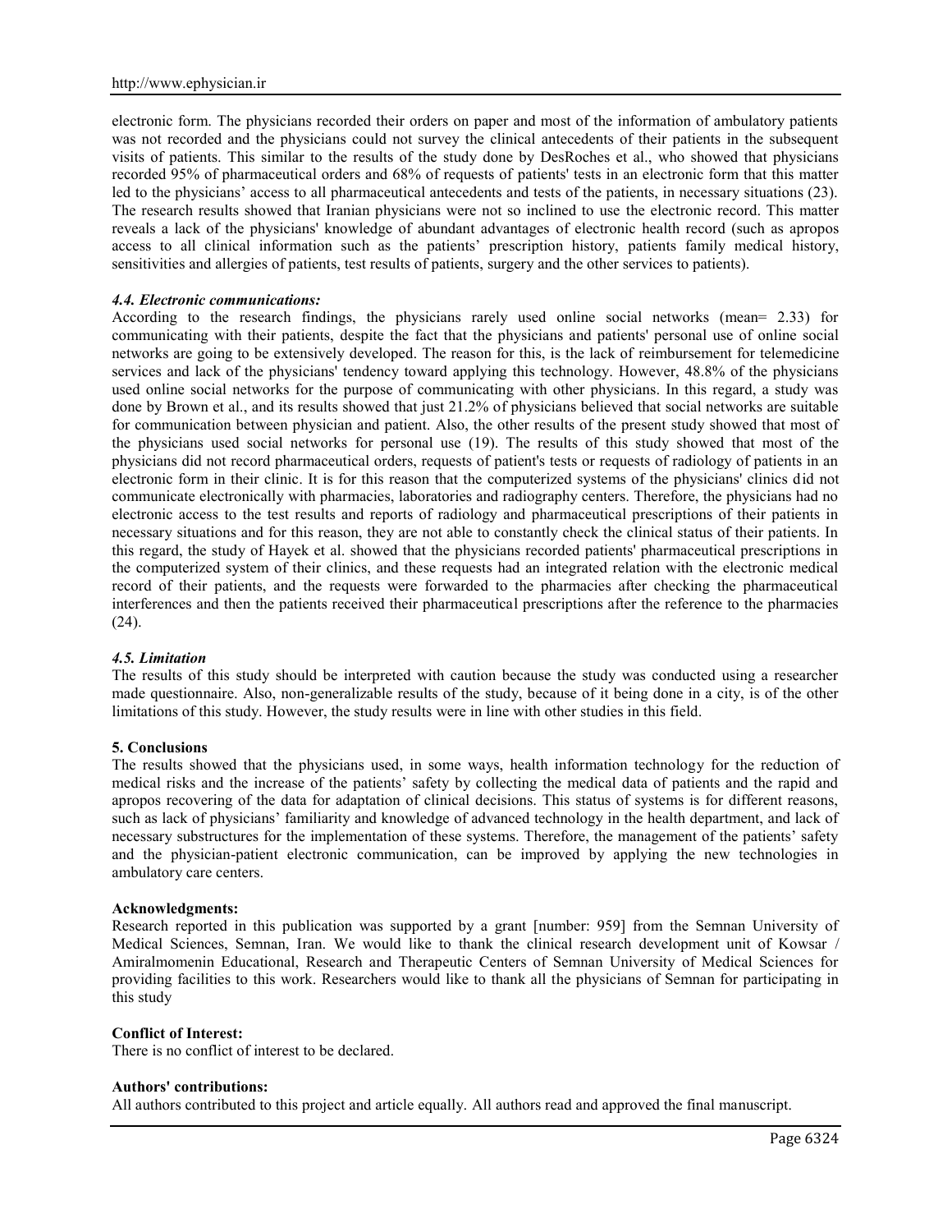electronic form. The physicians recorded their orders on paper and most of the information of ambulatory patients was not recorded and the physicians could not survey the clinical antecedents of their patients in the subsequent visits of patients. This similar to the results of the study done by DesRoches et al., who showed that physicians recorded 95% of pharmaceutical orders and 68% of requests of patients' tests in an electronic form that this matter led to the physicians' access to all pharmaceutical antecedents and tests of the patients, in necessary situations (23). The research results showed that Iranian physicians were not so inclined to use the electronic record. This matter reveals a lack of the physicians' knowledge of abundant advantages of electronic health record (such as apropos access to all clinical information such as the patients' prescription history, patients family medical history, sensitivities and allergies of patients, test results of patients, surgery and the other services to patients).

#### *4.4. Electronic communications:*

According to the research findings, the physicians rarely used online social networks (mean= 2.33) for communicating with their patients, despite the fact that the physicians and patients' personal use of online social networks are going to be extensively developed. The reason for this, is the lack of reimbursement for telemedicine services and lack of the physicians' tendency toward applying this technology. However, 48.8% of the physicians used online social networks for the purpose of communicating with other physicians. In this regard, a study was done by Brown et al., and its results showed that just 21.2% of physicians believed that social networks are suitable for communication between physician and patient. Also, the other results of the present study showed that most of the physicians used social networks for personal use (19). The results of this study showed that most of the physicians did not record pharmaceutical orders, requests of patient's tests or requests of radiology of patients in an electronic form in their clinic. It is for this reason that the computerized systems of the physicians' clinics did not communicate electronically with pharmacies, laboratories and radiography centers. Therefore, the physicians had no electronic access to the test results and reports of radiology and pharmaceutical prescriptions of their patients in necessary situations and for this reason, they are not able to constantly check the clinical status of their patients. In this regard, the study of Hayek et al. showed that the physicians recorded patients' pharmaceutical prescriptions in the computerized system of their clinics, and these requests had an integrated relation with the electronic medical record of their patients, and the requests were forwarded to the pharmacies after checking the pharmaceutical interferences and then the patients received their pharmaceutical prescriptions after the reference to the pharmacies (24).

#### *4.5. Limitation*

The results of this study should be interpreted with caution because the study was conducted using a researcher made questionnaire. Also, non-generalizable results of the study, because of it being done in a city, is of the other limitations of this study. However, the study results were in line with other studies in this field.

## 5. Conclusions

The results showed that the physicians used, in some ways, health information technology for the reduction of medical risks and the increase of the patients' safety by collecting the medical data of patients and the rapid and apropos recovering of the data for adaptation of clinical decisions. This status of systems is for different reasons, such as lack of physicians' familiarity and knowledge of advanced technology in the health department, and lack of necessary substructures for the implementation of these systems. Therefore, the management of the patients' safety and the physician-patient electronic communication, can be improved by applying the new technologies in ambulatory care centers.

**Acknowledgments:**

Research reported in this publication was supported by a grant [number: 959] from the Semnan University of Medical Sciences, Semnan, Iran. We would like to thank the clinical research development unit of Kowsar / Amiralmomenin Educational, Research and Therapeutic Centers of Semnan University of Medical Sciences for providing facilities to this work. Researchers would like to thank all the physicians of Semnan for participating in this study

**Conflict of Interest:**

There is no conflict of interest to be declared.

**Authors' contributions:**

All authors contributed to this project and article equally. All authors read and approved the final manuscript.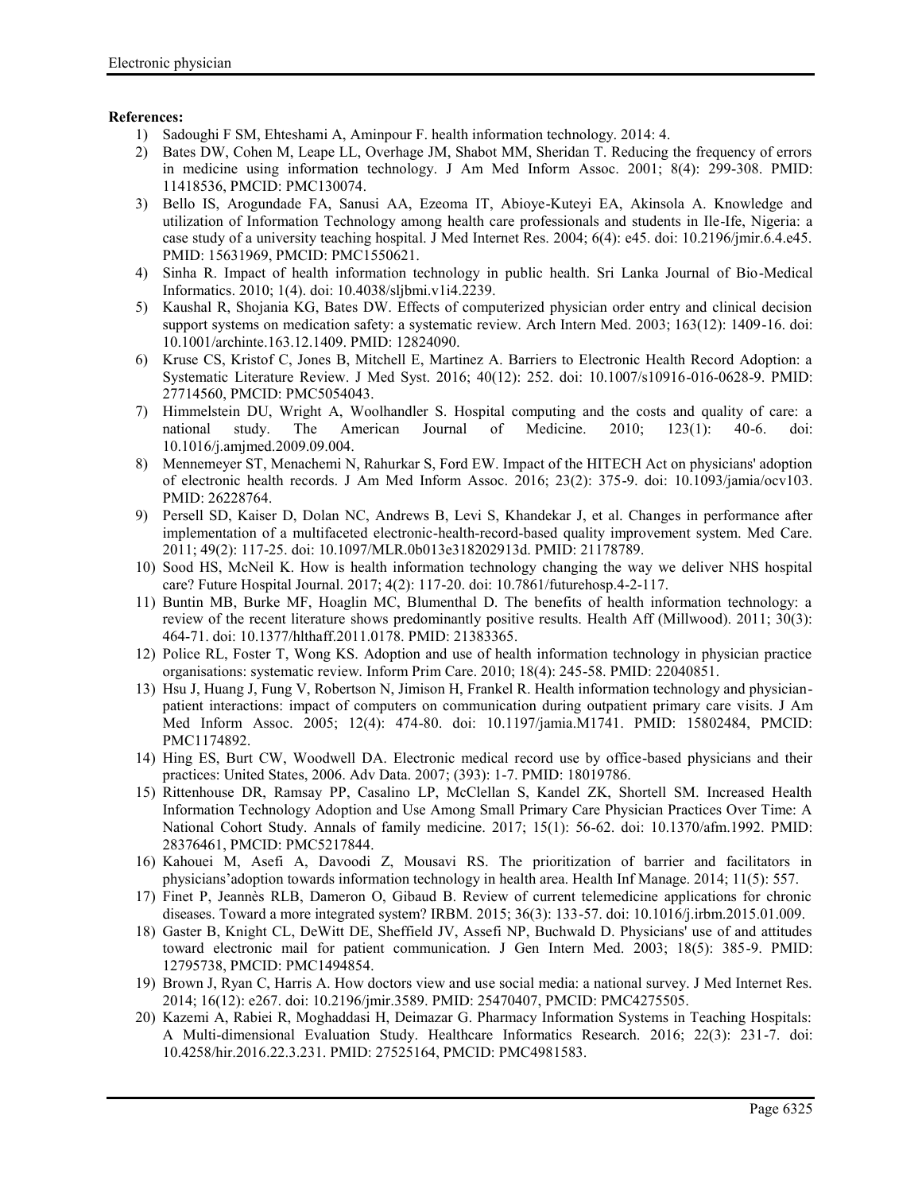**References:**

1) Sadoughi F SM, Ehteshami A, Aminpour F. health information technology. 2014: 4.
2) Bates DW, Cohen M, Leape LL, Overhage JM, Shabot MM, Sheridan T. Reducing the frequency of errors in medicine using information technology. J Am Med Inform Assoc. 2001; 8(4): 299-308. PMID: 11418536, PMCID: PMC130074.
3) Bello IS, Arogundade FA, Sanusi AA, Ezeoma IT, Abioye-Kuteyi EA, Akinsola A. Knowledge and utilization of Information Technology among health care professionals and students in Ile-Ife, Nigeria: a case study of a university teaching hospital. J Med Internet Res. 2004; 6(4): e45. doi: 10.2196/jmir.6.4.e45. PMID: 15631969, PMCID: PMC1550621.
4) Sinha R. Impact of health information technology in public health. Sri Lanka Journal of Bio-Medical Informatics. 2010; 1(4). doi: 10.4038/sljbmi.v1i4.2239.
5) Kaushal R, Shojania KG, Bates DW. Effects of computerized physician order entry and clinical decision support systems on medication safety: a systematic review. Arch Intern Med. 2003; 163(12): 1409-16. doi: 10.1001/archinte.163.12.1409. PMID: 12824090.
6) Kruse CS, Kristof C, Jones B, Mitchell E, Martinez A. Barriers to Electronic Health Record Adoption: a Systematic Literature Review. J Med Syst. 2016; 40(12): 252. doi: 10.1007/s10916-016-0628-9. PMID: 27714560, PMCID: PMC5054043.
7) Himmelstein DU, Wright A, Woolhandler S. Hospital computing and the costs and quality of care: a national study. The American Journal of Medicine. 2010; 123(1): 40-6. doi: 10.1016/j.amjmed.2009.09.004.
8) Mennemeyer ST, Menachemi N, Rahurkar S, Ford EW. Impact of the HITECH Act on physicians' adoption of electronic health records. J Am Med Inform Assoc. 2016; 23(2): 375-9. doi: 10.1093/jamia/ocv103. PMID: 26228764.
9) Persell SD, Kaiser D, Dolan NC, Andrews B, Levi S, Khandekar J, et al. Changes in performance after implementation of a multifaceted electronic-health-record-based quality improvement system. Med Care. 2011; 49(2): 117-25. doi: 10.1097/MLR.0b013e318202913d. PMID: 21178789.
10) Sood HS, McNeil K. How is health information technology changing the way we deliver NHS hospital care? Future Hospital Journal. 2017; 4(2): 117-20. doi: 10.7861/futurehosp.4-2-117.
11) Buntin MB, Burke MF, Hoaglin MC, Blumenthal D. The benefits of health information technology: a review of the recent literature shows predominantly positive results. Health Aff (Millwood). 2011; 30(3): 464-71. doi: 10.1377/hlthaff.2011.0178. PMID: 21383365.
12) Police RL, Foster T, Wong KS. Adoption and use of health information technology in physician practice organisations: systematic review. Inform Prim Care. 2010; 18(4): 245-58. PMID: 22040851.
13) Hsu J, Huang J, Fung V, Robertson N, Jimison H, Frankel R. Health information technology and physician-patient interactions: impact of computers on communication during outpatient primary care visits. J Am Med Inform Assoc. 2005; 12(4): 474-80. doi: 10.1197/jamia.M1741. PMID: 15802484, PMCID: PMC1174892.
14) Hing ES, Burt CW, Woodwell DA. Electronic medical record use by office-based physicians and their practices: United States, 2006. Adv Data. 2007; (393): 1-7. PMID: 18019786.
15) Rittenhouse DR, Ramsay PP, Casalino LP, McClellan S, Kandel ZK, Shortell SM. Increased Health Information Technology Adoption and Use Among Small Primary Care Physician Practices Over Time: A National Cohort Study. Annals of family medicine. 2017; 15(1): 56-62. doi: 10.1370/afm.1992. PMID: 28376461, PMCID: PMC5217844.
16) Kahouei M, Asefi A, Davoodi Z, Mousavi RS. The prioritization of barrier and facilitators in physicians'adoption towards information technology in health area. Health Inf Manage. 2014; 11(5): 557.
17) Finet P, Jeannès RLB, Dameron O, Gibaud B. Review of current telemedicine applications for chronic diseases. Toward a more integrated system? IRBM. 2015; 36(3): 133-57. doi: 10.1016/j.irbm.2015.01.009.
18) Gaster B, Knight CL, DeWitt DE, Sheffield JV, Assefi NP, Buchwald D. Physicians' use of and attitudes toward electronic mail for patient communication. J Gen Intern Med. 2003; 18(5): 385-9. PMID: 12795738, PMCID: PMC1494854.
19) Brown J, Ryan C, Harris A. How doctors view and use social media: a national survey. J Med Internet Res. 2014; 16(12): e267. doi: 10.2196/jmir.3589. PMID: 25470407, PMCID: PMC4275505.
20) Kazemi A, Rabiei R, Moghaddasi H, Deimazar G. Pharmacy Information Systems in Teaching Hospitals: A Multi-dimensional Evaluation Study. Healthcare Informatics Research. 2016; 22(3): 231-7. doi: 10.4258/hir.2016.22.3.231. PMID: 27525164, PMCID: PMC4981583.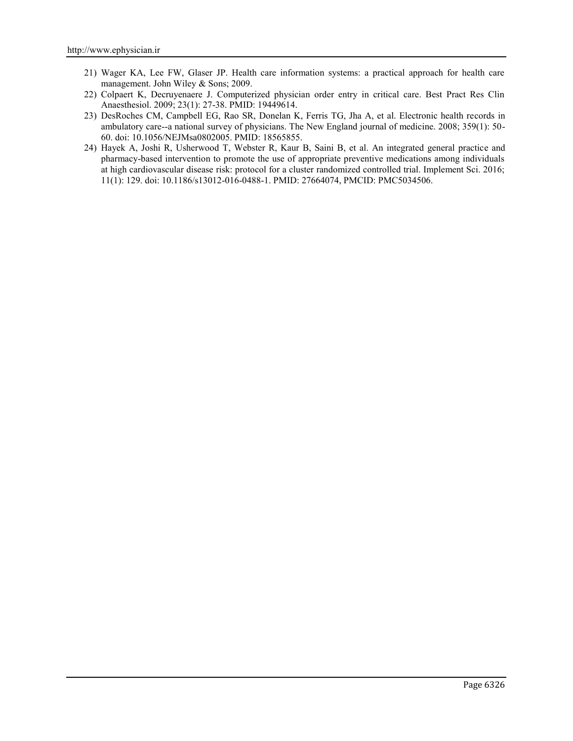21) Wager KA, Lee FW, Glaser JP. Health care information systems: a practical approach for health care management. John Wiley & Sons; 2009.
22) Colpaert K, Decruyenaere J. Computerized physician order entry in critical care. Best Pract Res Clin Anaesthesiol. 2009; 23(1): 27-38. PMID: 19449614.
23) DesRoches CM, Campbell EG, Rao SR, Donelan K, Ferris TG, Jha A, et al. Electronic health records in ambulatory care--a national survey of physicians. The New England journal of medicine. 2008; 359(1): 50-60. doi: 10.1056/NEJMsa0802005. PMID: 18565855.
24) Hayek A, Joshi R, Usherwood T, Webster R, Kaur B, Saini B, et al. An integrated general practice and pharmacy-based intervention to promote the use of appropriate preventive medications among individuals at high cardiovascular disease risk: protocol for a cluster randomized controlled trial. Implement Sci. 2016; 11(1): 129. doi: 10.1186/s13012-016-0488-1. PMID: 27664074, PMCID: PMC5034506.